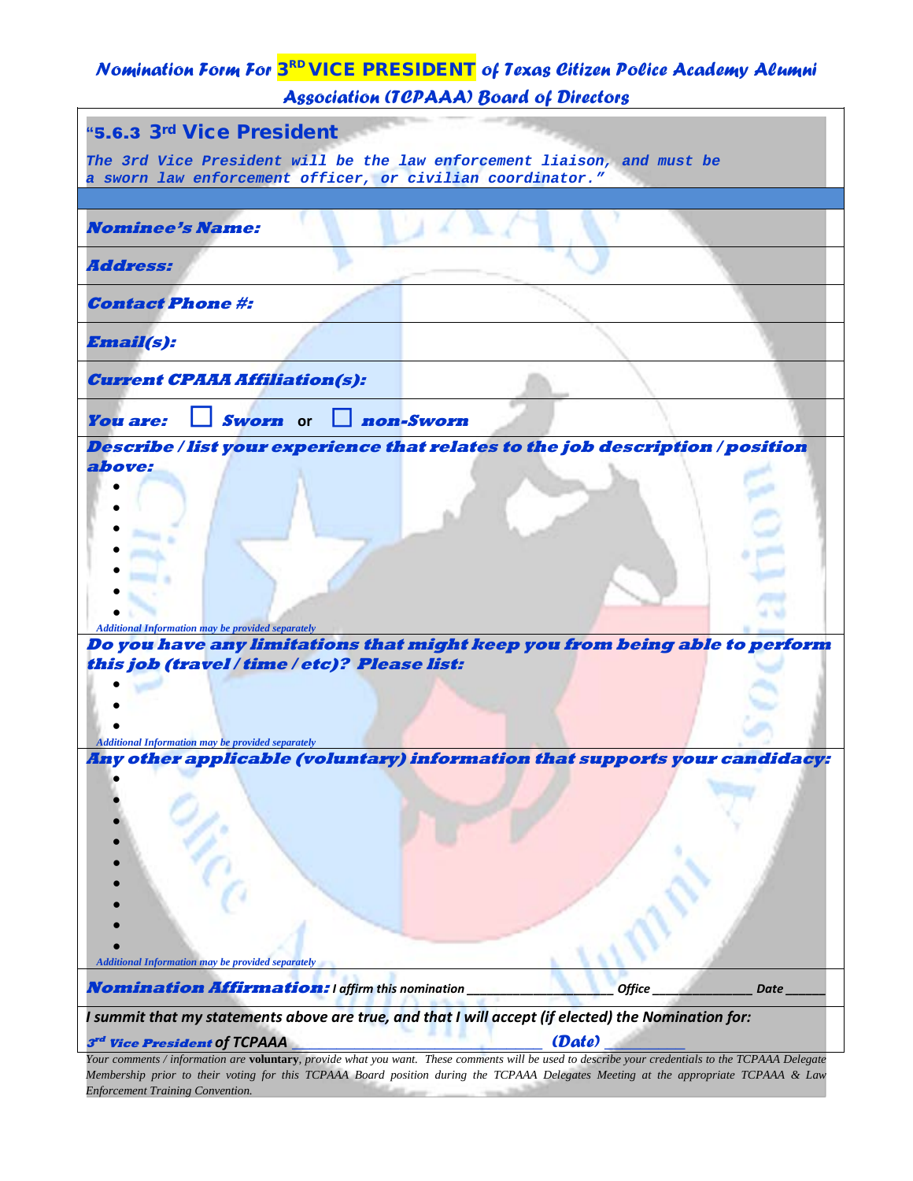# Nomination Form For 3RD VICE PRESIDENT of Texas Citizen Police Academy Alumni Association (TCPAAA) Board of Directors

## "5.6.3 3rd Vice President

*The 3rd Vice President will be the law enforcement liaison, and must be a sworn law enforcement officer, or civilian coordinator."*

**Nominee's Name:**

**Address:**

**Contact Phone #:**

**Email(s):**

**Current CPAAA Affiliation(s):**

**You are:** ☐ **Sworn** or ☐ **non-Sworn**

**Describe / list your experience that relates to the job description / position above:**

- 
- 
- 
- 
- 
- 
- 

*Additional Information may be provided separately*

**Do you have any limitations that might keep you from being able to perform this job (travel / time / etc)? Please list:**

- 
- 
- 

*Additional Information may be provided separately*

**Any other applicable (voluntary) information that supports your candidacy:**

- 
- 
- 
- 
- 
- 
- 
- 
- 

*Additional Information may be provided separately*

**Nomination Affirmation:** *I affirm this nomination ____________________ Office ______________ Date ______*

*I summit that my statements above are true, and that I will accept (if elected) the Nomination for:*

***3rd Vice President*** *of TCPAAA* ______________________________ ***(Date)*** __________

*Your comments / information are* **voluntary**, *provide what you want. These comments will be used to describe your credentials to the TCPAAA Delegate Membership prior to their voting for this TCPAAA Board position during the TCPAAA Delegates Meeting at the appropriate TCPAAA & Law Enforcement Training Convention.*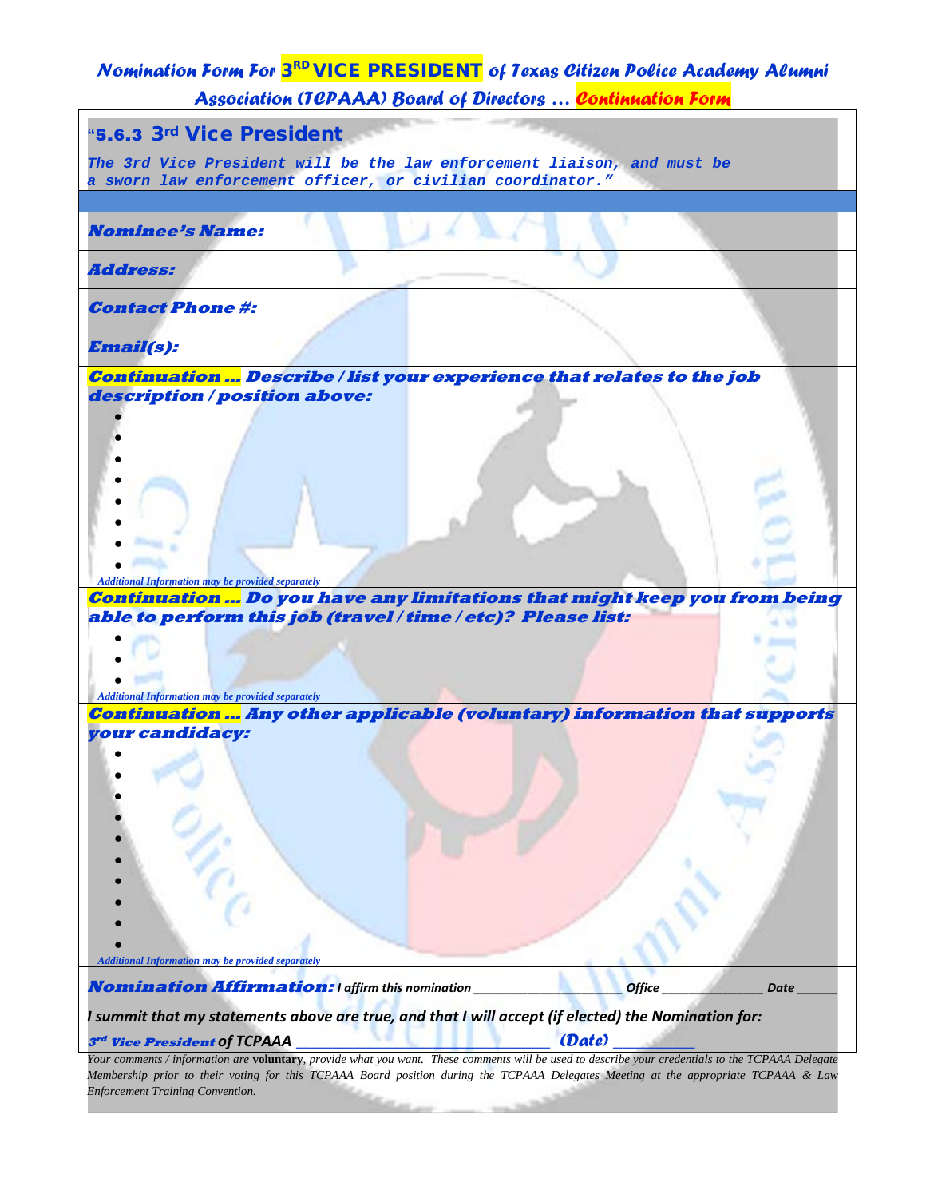# Nomination Form For 3RD VICE PRESIDENT of Texas Citizen Police Academy Alumni Association (TCPAAA) Board of Directors … Continuation Form

**"5.6.3 3rd Vice President**

*The 3rd Vice President will be the law enforcement liaison, and must be a sworn law enforcement officer, or civilian coordinator."*

***Nominee's Name:***

***Address:***

***Contact Phone #:***

***Email(s):***

***Continuation … Describe / list your experience that relates to the job description / position above:***

- 
- 
- 
- 
- 
- 
- 
- 

*Additional Information may be provided separately*

***Continuation … Do you have any limitations that might keep you from being able to perform this job (travel / time / etc)? Please list:***

- 
- 
- 

*Additional Information may be provided separately*

***Continuation … Any other applicable (voluntary) information that supports your candidacy:***

- 
- 
- 
- 
- 
- 
- 
- 
- 
- 

*Additional Information may be provided separately*

***Nomination Affirmation:*** *I affirm this nomination ______________________ Office _______________ Date ______*

*I summit that my statements above are true, and that I will accept (if elected) the Nomination for:*

***3rd Vice President of TCPAAA*** ________________________________ ***(Date)*** __________

*Your comments / information are **voluntary**, provide what you want. These comments will be used to describe your credentials to the TCPAAA Delegate Membership prior to their voting for this TCPAAA Board position during the TCPAAA Delegates Meeting at the appropriate TCPAAA & Law Enforcement Training Convention.*